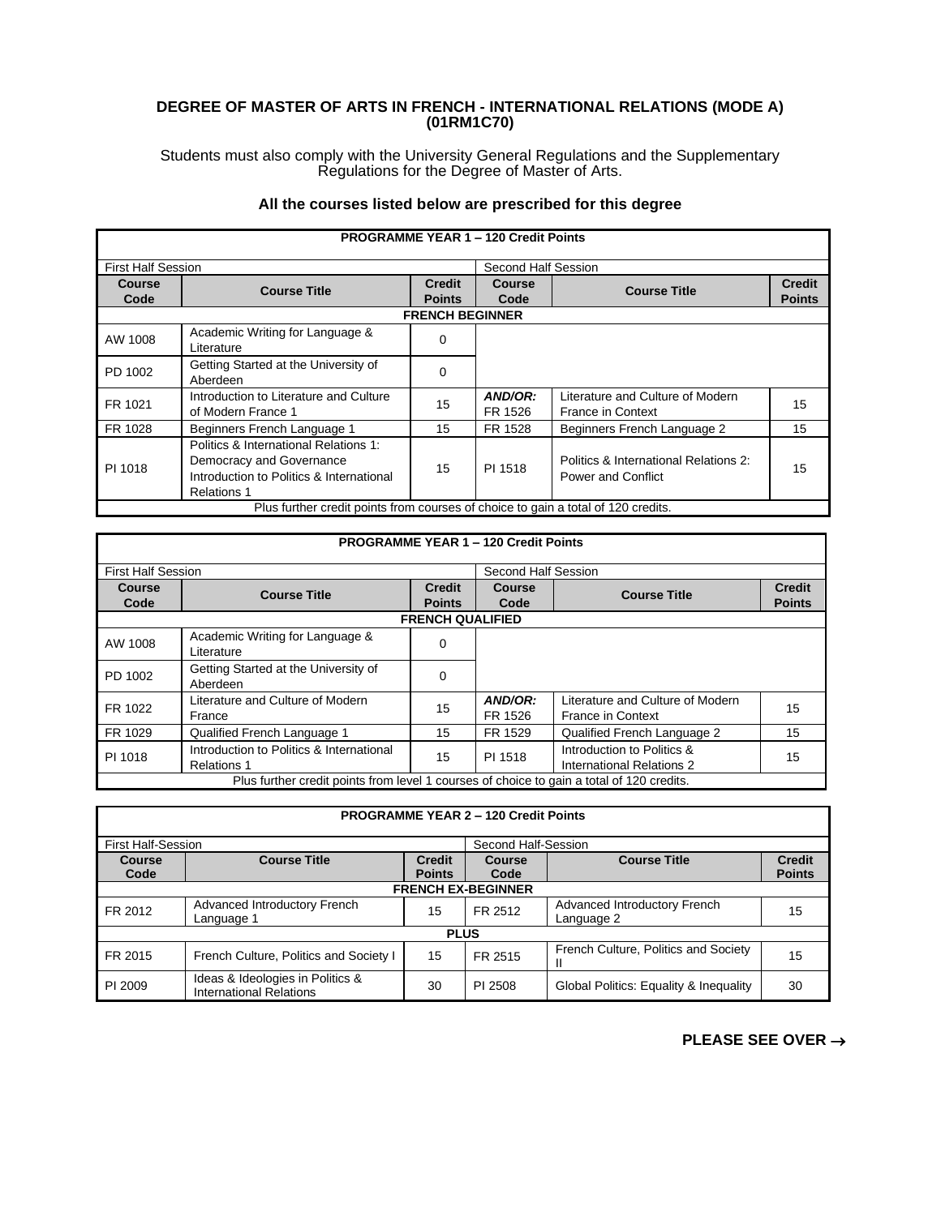# DEGREE OF MASTER OF ARTS IN FRENCH - INTERNATIONAL RELATIONS (MODE A) (01RM1C70)

Students must also comply with the University General Regulations and the Supplementary Regulations for the Degree of Master of Arts.

## All the courses listed below are prescribed for this degree

| PROGRAMME YEAR 1 – 120 Credit Points | | | | | |
|---|---|---|---|---|---|
| First Half Session | | | Second Half Session | | |
| **Course Code** | **Course Title** | **Credit Points** | **Course Code** | **Course Title** | **Credit Points** |
| **FRENCH BEGINNER** | | | | | |
| AW 1008 | Academic Writing for Language & Literature | 0 | | | |
| PD 1002 | Getting Started at the University of Aberdeen | 0 | | | |
| FR 1021 | Introduction to Literature and Culture of Modern France 1 | 15 | ***AND/OR:*** FR 1526 | Literature and Culture of Modern France in Context | 15 |
| FR 1028 | Beginners French Language 1 | 15 | FR 1528 | Beginners French Language 2 | 15 |
| PI 1018 | Politics & International Relations 1: Democracy and Governance Introduction to Politics & International Relations 1 | 15 | PI 1518 | Politics & International Relations 2: Power and Conflict | 15 |
| Plus further credit points from courses of choice to gain a total of 120 credits. | | | | | |

| PROGRAMME YEAR 1 – 120 Credit Points | | | | | |
|---|---|---|---|---|---|
| First Half Session | | | Second Half Session | | |
| **Course Code** | **Course Title** | **Credit Points** | **Course Code** | **Course Title** | **Credit Points** |
| **FRENCH QUALIFIED** | | | | | |
| AW 1008 | Academic Writing for Language & Literature | 0 | | | |
| PD 1002 | Getting Started at the University of Aberdeen | 0 | | | |
| FR 1022 | Literature and Culture of Modern France | 15 | ***AND/OR:*** FR 1526 | Literature and Culture of Modern France in Context | 15 |
| FR 1029 | Qualified French Language 1 | 15 | FR 1529 | Qualified French Language 2 | 15 |
| PI 1018 | Introduction to Politics & International Relations 1 | 15 | PI 1518 | Introduction to Politics & International Relations 2 | 15 |
| Plus further credit points from level 1 courses of choice to gain a total of 120 credits. | | | | | |

| PROGRAMME YEAR 2 – 120 Credit Points | | | | | |
|---|---|---|---|---|---|
| First Half-Session | | | Second Half-Session | | |
| **Course Code** | **Course Title** | **Credit Points** | **Course Code** | **Course Title** | **Credit Points** |
| **FRENCH EX-BEGINNER** | | | | | |
| FR 2012 | Advanced Introductory French Language 1 | 15 | FR 2512 | Advanced Introductory French Language 2 | 15 |
| **PLUS** | | | | | |
| FR 2015 | French Culture, Politics and Society I | 15 | FR 2515 | French Culture, Politics and Society II | 15 |
| PI 2009 | Ideas & Ideologies in Politics & International Relations | 30 | PI 2508 | Global Politics: Equality & Inequality | 30 |

**PLEASE SEE OVER →**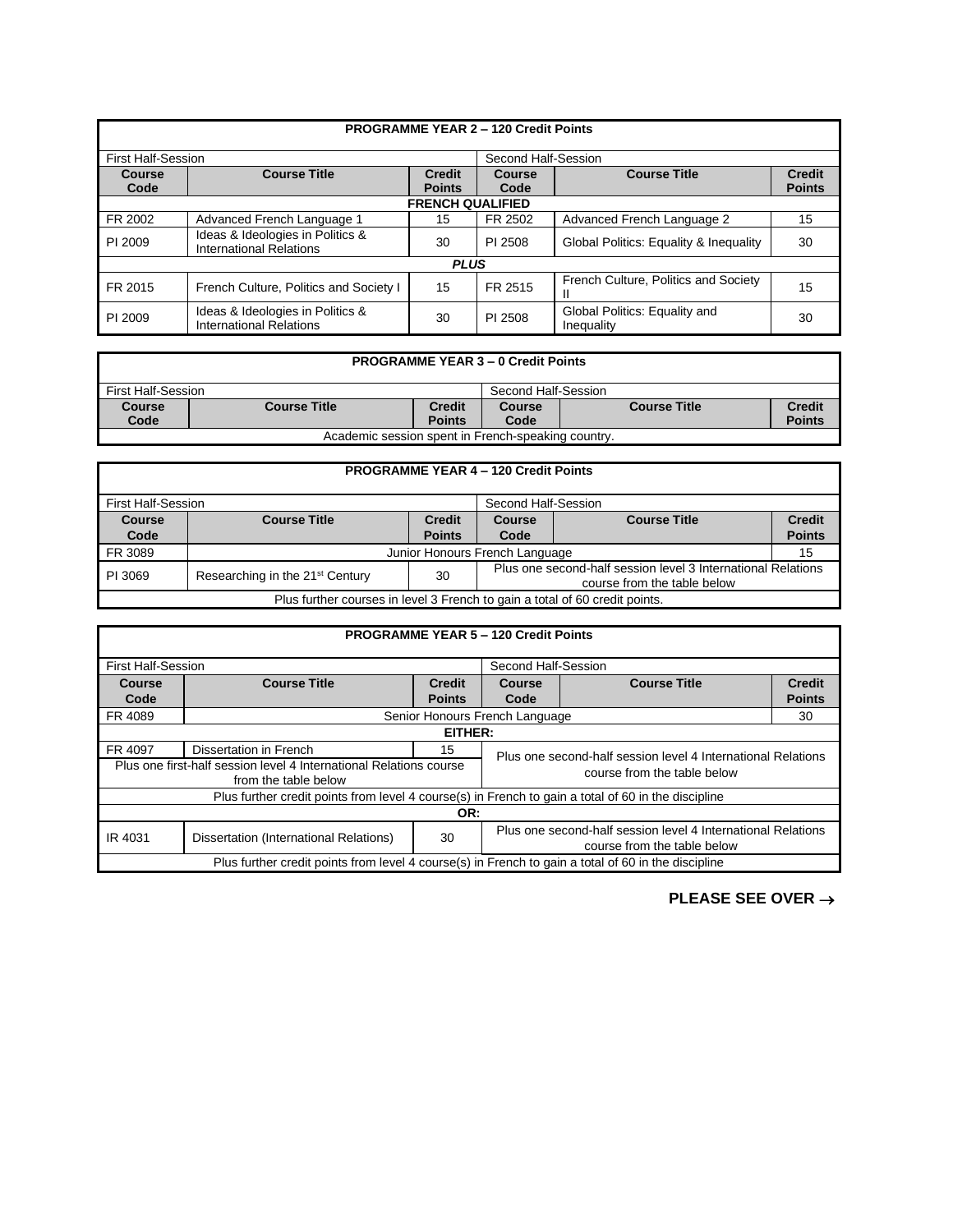| PROGRAMME YEAR 2 – 120 Credit Points | | | | | |
|---|---|---|---|---|---|
| First Half-Session | | | Second Half-Session | | |
| **Course Code** | **Course Title** | **Credit Points** | **Course Code** | **Course Title** | **Credit Points** |
| **FRENCH QUALIFIED** | | | | | |
| FR 2002 | Advanced French Language 1 | 15 | FR 2502 | Advanced French Language 2 | 15 |
| PI 2009 | Ideas & Ideologies in Politics & International Relations | 30 | PI 2508 | Global Politics: Equality & Inequality | 30 |
| ***PLUS*** | | | | | |
| FR 2015 | French Culture, Politics and Society I | 15 | FR 2515 | French Culture, Politics and Society II | 15 |
| PI 2009 | Ideas & Ideologies in Politics & International Relations | 30 | PI 2508 | Global Politics: Equality and Inequality | 30 |

| PROGRAMME YEAR 3 – 0 Credit Points | | | | | |
|---|---|---|---|---|---|
| First Half-Session | | | Second Half-Session | | |
| **Course Code** | **Course Title** | **Credit Points** | **Course Code** | **Course Title** | **Credit Points** |
| Academic session spent in French-speaking country. | | | | | |

| PROGRAMME YEAR 4 – 120 Credit Points | | | | | |
|---|---|---|---|---|---|
| First Half-Session | | | Second Half-Session | | |
| **Course Code** | **Course Title** | **Credit Points** | **Course Code** | **Course Title** | **Credit Points** |
| FR 3089 | Junior Honours French Language | | | | 15 |
| PI 3069 | Researching in the 21st Century | 30 | Plus one second-half session level 3 International Relations course from the table below | | |
| Plus further courses in level 3 French to gain a total of 60 credit points. | | | | | |

| PROGRAMME YEAR 5 – 120 Credit Points | | | | | |
|---|---|---|---|---|---|
| First Half-Session | | | Second Half-Session | | |
| **Course Code** | **Course Title** | **Credit Points** | **Course Code** | **Course Title** | **Credit Points** |
| FR 4089 | Senior Honours French Language | | | | 30 |
| **EITHER:** | | | | | |
| FR 4097 | Dissertation in French | 15 | Plus one second-half session level 4 International Relations course from the table below | | |
| Plus one first-half session level 4 International Relations course from the table below | | | | | |
| Plus further credit points from level 4 course(s) in French to gain a total of 60 in the discipline | | | | | |
| **OR:** | | | | | |
| IR 4031 | Dissertation (International Relations) | 30 | Plus one second-half session level 4 International Relations course from the table below | | |
| Plus further credit points from level 4 course(s) in French to gain a total of 60 in the discipline | | | | | |

**PLEASE SEE OVER →**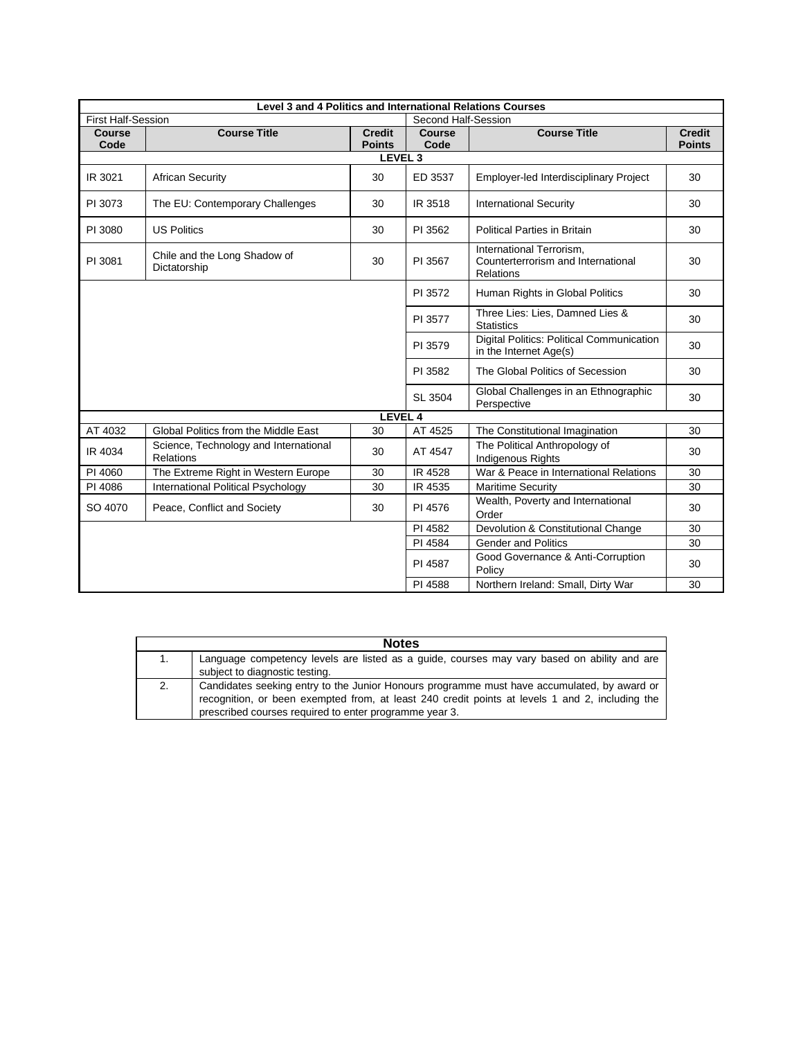| Level 3 and 4 Politics and International Relations Courses | | | | | |
|---|---|---|---|---|---|
| First Half-Session | | | Second Half-Session | | |
| **Course Code** | **Course Title** | **Credit Points** | **Course Code** | **Course Title** | **Credit Points** |
| **LEVEL 3** | | | | | |
| IR 3021 | African Security | 30 | ED 3537 | Employer-led Interdisciplinary Project | 30 |
| PI 3073 | The EU: Contemporary Challenges | 30 | IR 3518 | International Security | 30 |
| PI 3080 | US Politics | 30 | PI 3562 | Political Parties in Britain | 30 |
| PI 3081 | Chile and the Long Shadow of Dictatorship | 30 | PI 3567 | International Terrorism, Counterterrorism and International Relations | 30 |
| | | | PI 3572 | Human Rights in Global Politics | 30 |
| | | | PI 3577 | Three Lies: Lies, Damned Lies & Statistics | 30 |
| | | | PI 3579 | Digital Politics: Political Communication in the Internet Age(s) | 30 |
| | | | PI 3582 | The Global Politics of Secession | 30 |
| | | | SL 3504 | Global Challenges in an Ethnographic Perspective | 30 |
| **LEVEL 4** | | | | | |
| AT 4032 | Global Politics from the Middle East | 30 | AT 4525 | The Constitutional Imagination | 30 |
| IR 4034 | Science, Technology and International Relations | 30 | AT 4547 | The Political Anthropology of Indigenous Rights | 30 |
| PI 4060 | The Extreme Right in Western Europe | 30 | IR 4528 | War & Peace in International Relations | 30 |
| PI 4086 | International Political Psychology | 30 | IR 4535 | Maritime Security | 30 |
| SO 4070 | Peace, Conflict and Society | 30 | PI 4576 | Wealth, Poverty and International Order | 30 |
| | | | PI 4582 | Devolution & Constitutional Change | 30 |
| | | | PI 4584 | Gender and Politics | 30 |
| | | | PI 4587 | Good Governance & Anti-Corruption Policy | 30 |
| | | | PI 4588 | Northern Ireland: Small, Dirty War | 30 |

| **Notes** | |
|---|---|
| 1. | Language competency levels are listed as a guide, courses may vary based on ability and are subject to diagnostic testing. |
| 2. | Candidates seeking entry to the Junior Honours programme must have accumulated, by award or recognition, or been exempted from, at least 240 credit points at levels 1 and 2, including the prescribed courses required to enter programme year 3. |